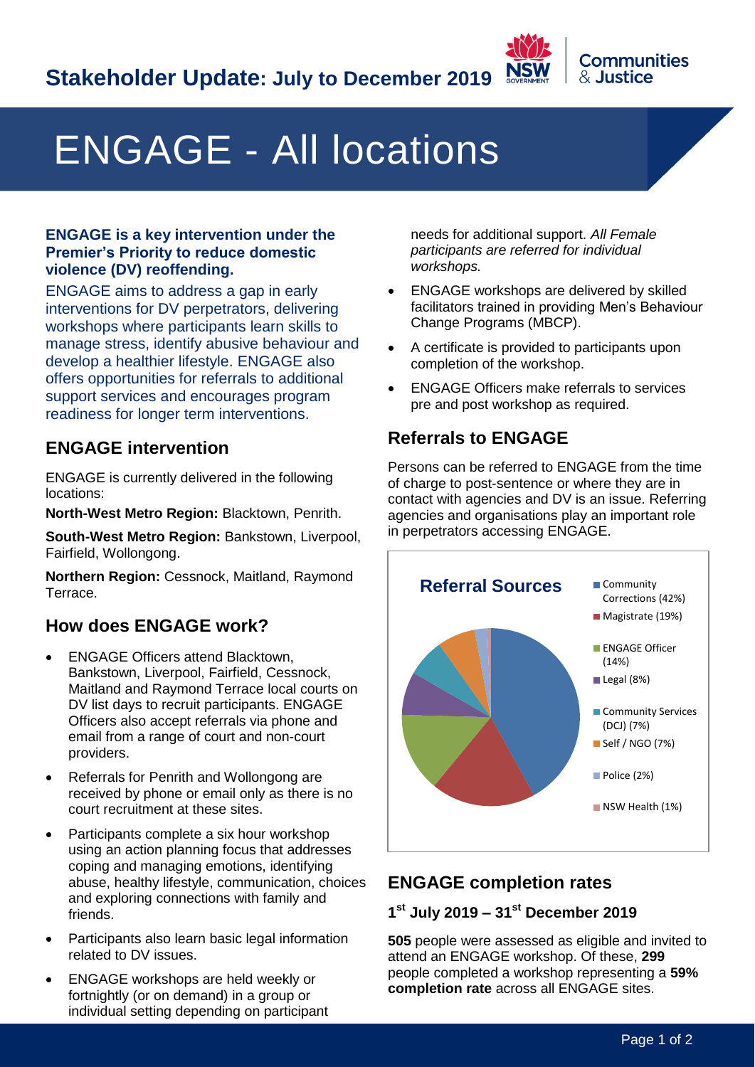# Stakeholder Update: July to December 2019

# ENGAGE - All locations

**ENGAGE is a key intervention under the Premier's Priority to reduce domestic violence (DV) reoffending.**

ENGAGE aims to address a gap in early interventions for DV perpetrators, delivering workshops where participants learn skills to manage stress, identify abusive behaviour and develop a healthier lifestyle. ENGAGE also offers opportunities for referrals to additional support services and encourages program readiness for longer term interventions.

## ENGAGE intervention

ENGAGE is currently delivered in the following locations:

**North-West Metro Region:** Blacktown, Penrith.

**South-West Metro Region:** Bankstown, Liverpool, Fairfield, Wollongong.

**Northern Region:** Cessnock, Maitland, Raymond Terrace.

## How does ENGAGE work?

- ENGAGE Officers attend Blacktown, Bankstown, Liverpool, Fairfield, Cessnock, Maitland and Raymond Terrace local courts on DV list days to recruit participants. ENGAGE Officers also accept referrals via phone and email from a range of court and non-court providers.
- Referrals for Penrith and Wollongong are received by phone or email only as there is no court recruitment at these sites.
- Participants complete a six hour workshop using an action planning focus that addresses coping and managing emotions, identifying abuse, healthy lifestyle, communication, choices and exploring connections with family and friends.
- Participants also learn basic legal information related to DV issues.
- ENGAGE workshops are held weekly or fortnightly (or on demand) in a group or individual setting depending on participant needs for additional support. *All Female participants are referred for individual workshops.*
- ENGAGE workshops are delivered by skilled facilitators trained in providing Men's Behaviour Change Programs (MBCP).
- A certificate is provided to participants upon completion of the workshop.
- ENGAGE Officers make referrals to services pre and post workshop as required.

## Referrals to ENGAGE

Persons can be referred to ENGAGE from the time of charge to post-sentence or where they are in contact with agencies and DV is an issue. Referring agencies and organisations play an important role in perpetrators accessing ENGAGE.

**Referral Sources**

- Community Corrections (42%)
- Magistrate (19%)
- ENGAGE Officer (14%)
- Legal (8%)
- Community Services (DCJ) (7%)
- Self / NGO (7%)
- Police (2%)
- NSW Health (1%)

## ENGAGE completion rates

### 1st July 2019 – 31st December 2019

**505** people were assessed as eligible and invited to attend an ENGAGE workshop. Of these, **299** people completed a workshop representing a **59% completion rate** across all ENGAGE sites.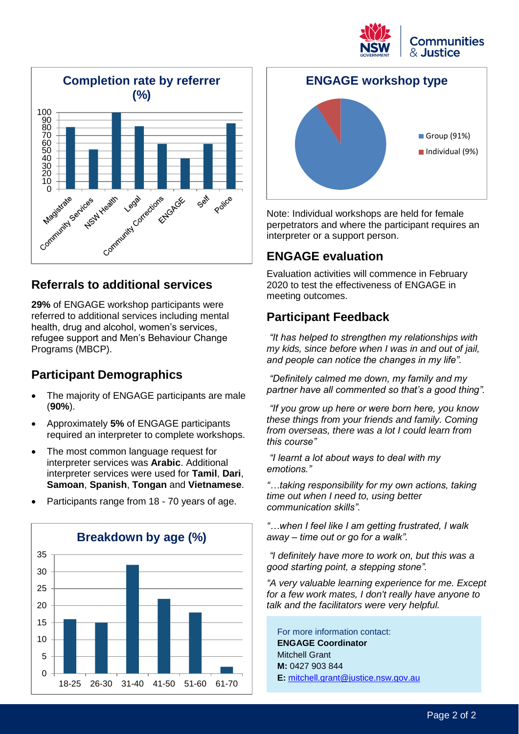## Completion rate by referrer (%)

100
90
80
70
60
50
40
30
20
10
0

Magistrate
Community Services
NSW Health
Legal
Community Corrections
ENGAGE
Self
Police

## Referrals to additional services

**29%** of ENGAGE workshop participants were referred to additional services including mental health, drug and alcohol, women's services, refugee support and Men's Behaviour Change Programs (MBCP).

## Participant Demographics

- The majority of ENGAGE participants are male (**90%**).
- Approximately **5%** of ENGAGE participants required an interpreter to complete workshops.
- The most common language request for interpreter services was **Arabic**. Additional interpreter services were used for **Tamil**, **Dari**, **Samoan**, **Spanish**, **Tongan** and **Vietnamese**.
- Participants range from 18 - 70 years of age.

## Breakdown by age (%)

35
30
25
20
15
10
5
0

18-25
26-30
31-40
41-50
51-60
61-70

## ENGAGE workshop type

Group (91%)
Individual (9%)

Note: Individual workshops are held for female perpetrators and where the participant requires an interpreter or a support person.

## ENGAGE evaluation

Evaluation activities will commence in February 2020 to test the effectiveness of ENGAGE in meeting outcomes.

## Participant Feedback

*"It has helped to strengthen my relationships with my kids, since before when I was in and out of jail, and people can notice the changes in my life".*

*"Definitely calmed me down, my family and my partner have all commented so that's a good thing".*

*"If you grow up here or were born here, you know these things from your friends and family. Coming from overseas, there was a lot I could learn from this course"*

*"I learnt a lot about ways to deal with my emotions."*

*"…taking responsibility for my own actions, taking time out when I need to, using better communication skills".*

*"…when I feel like I am getting frustrated, I walk away – time out or go for a walk".*

*"I definitely have more to work on, but this was a good starting point, a stepping stone".*

*"A very valuable learning experience for me. Except for a few work mates, I don't really have anyone to talk and the facilitators were very helpful.*

For more information contact:
**ENGAGE Coordinator**
Mitchell Grant
**M:** 0427 903 844
**E:** mitchell.grant@justice.nsw.gov.au